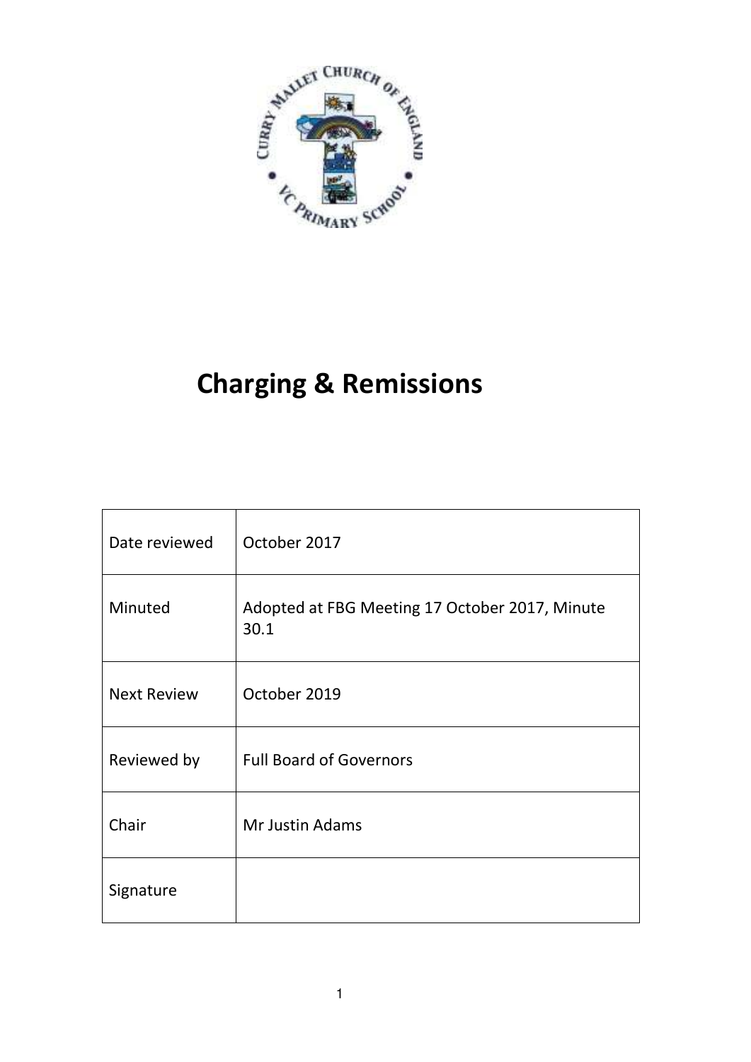# Charging & Remissions

| Date reviewed | October 2017 |
|---|---|
| Minuted | Adopted at FBG Meeting 17 October 2017, Minute 30.1 |
| Next Review | October 2019 |
| Reviewed by | Full Board of Governors |
| Chair | Mr Justin Adams |
| Signature | |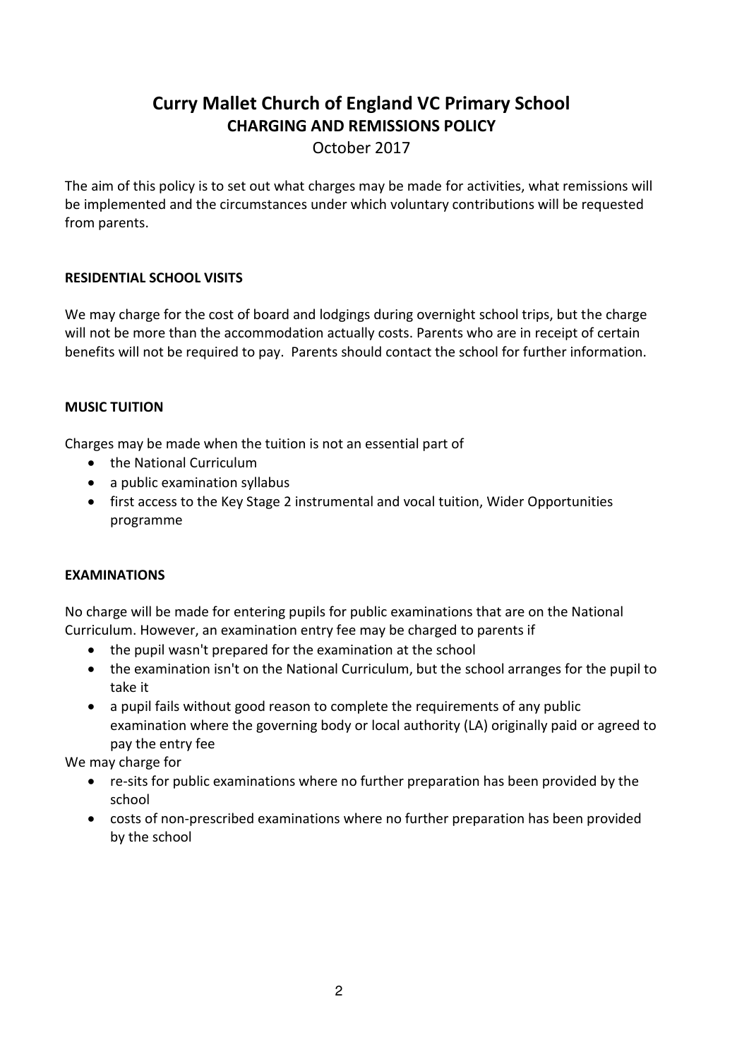# Curry Mallet Church of England VC Primary School

## CHARGING AND REMISSIONS POLICY

October 2017

The aim of this policy is to set out what charges may be made for activities, what remissions will be implemented and the circumstances under which voluntary contributions will be requested from parents.

### RESIDENTIAL SCHOOL VISITS

We may charge for the cost of board and lodgings during overnight school trips, but the charge will not be more than the accommodation actually costs. Parents who are in receipt of certain benefits will not be required to pay. Parents should contact the school for further information.

### MUSIC TUITION

Charges may be made when the tuition is not an essential part of

- the National Curriculum
- a public examination syllabus
- first access to the Key Stage 2 instrumental and vocal tuition, Wider Opportunities programme

### EXAMINATIONS

No charge will be made for entering pupils for public examinations that are on the National Curriculum. However, an examination entry fee may be charged to parents if

- the pupil wasn't prepared for the examination at the school
- the examination isn't on the National Curriculum, but the school arranges for the pupil to take it
- a pupil fails without good reason to complete the requirements of any public examination where the governing body or local authority (LA) originally paid or agreed to pay the entry fee

We may charge for

- re-sits for public examinations where no further preparation has been provided by the school
- costs of non-prescribed examinations where no further preparation has been provided by the school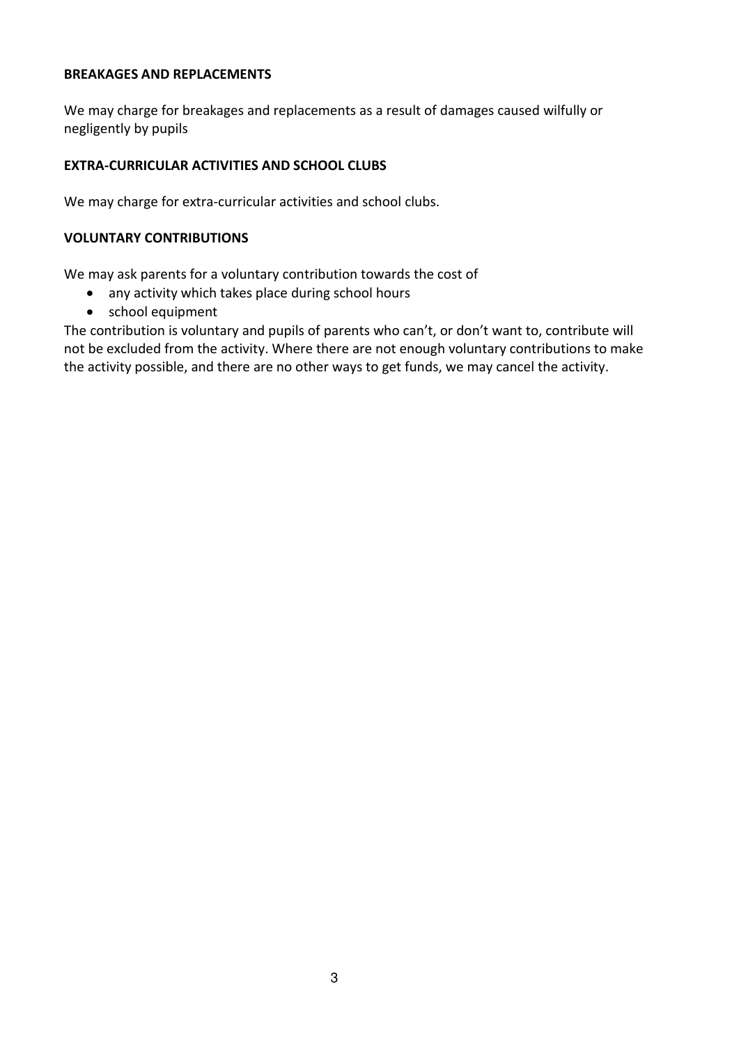**BREAKAGES AND REPLACEMENTS**

We may charge for breakages and replacements as a result of damages caused wilfully or negligently by pupils

**EXTRA-CURRICULAR ACTIVITIES AND SCHOOL CLUBS**

We may charge for extra-curricular activities and school clubs.

**VOLUNTARY CONTRIBUTIONS**

We may ask parents for a voluntary contribution towards the cost of

- any activity which takes place during school hours
- school equipment

The contribution is voluntary and pupils of parents who can't, or don't want to, contribute will not be excluded from the activity. Where there are not enough voluntary contributions to make the activity possible, and there are no other ways to get funds, we may cancel the activity.